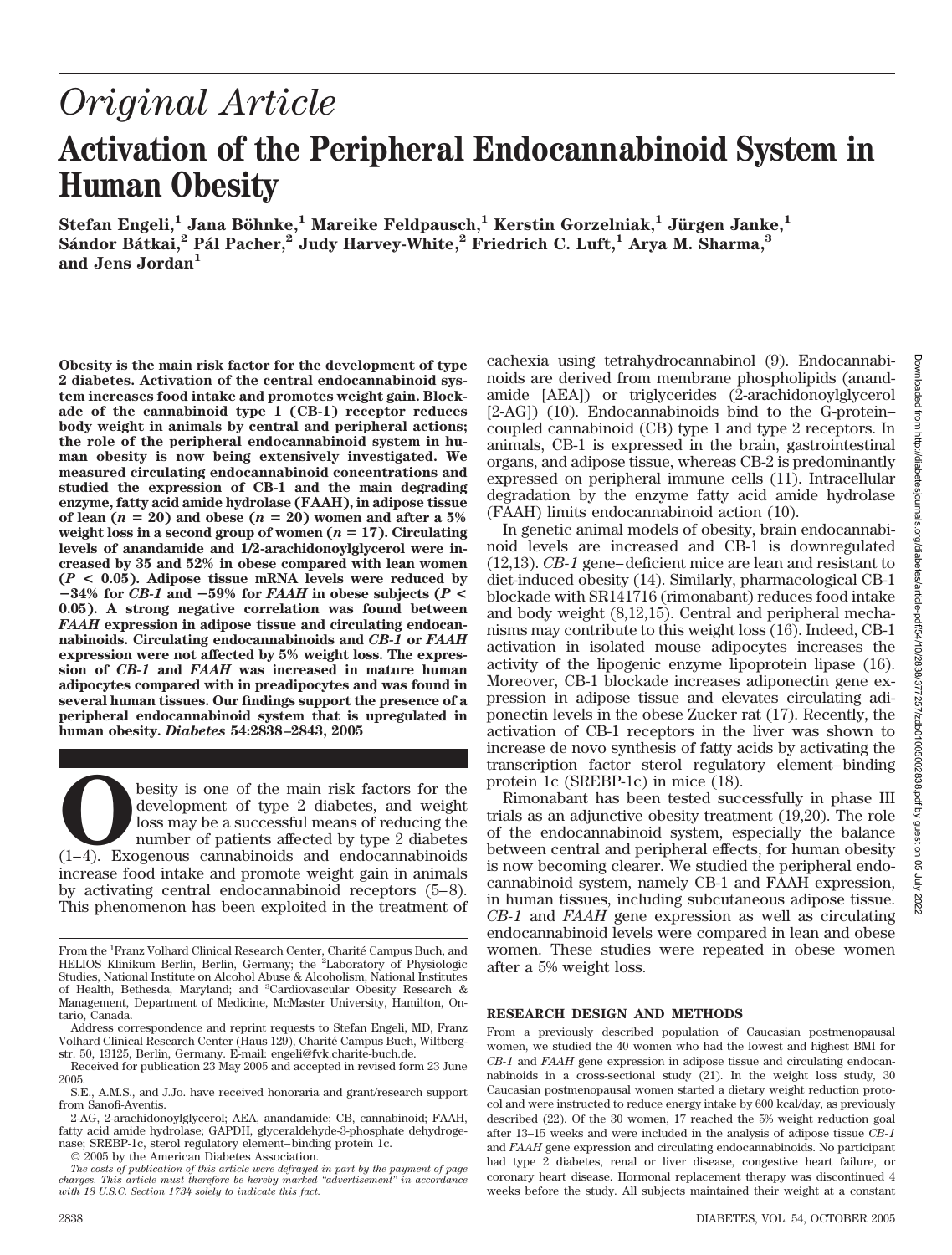*Original Article*

# Activation of the Peripheral Endocannabinoid System in Human Obesity

**Stefan Engeli,[1] Jana Böhnke,[1] Mareike Feldpausch,[1] Kerstin Gorzelniak,[1] Jürgen Janke,[1] Sándor Bátkai,[2] Pál Pacher,[2] Judy Harvey-White,[2] Friedrich C. Luft,[1] Arya M. Sharma,[3] and Jens Jordan[1]**

**Obesity is the main risk factor for the development of type 2 diabetes. Activation of the central endocannabinoid system increases food intake and promotes weight gain. Blockade of the cannabinoid type 1 (CB-1) receptor reduces body weight in animals by central and peripheral actions; the role of the peripheral endocannabinoid system in human obesity is now being extensively investigated. We measured circulating endocannabinoid concentrations and studied the expression of CB-1 and the main degrading enzyme, fatty acid amide hydrolase (FAAH), in adipose tissue of lean ($n = 20$) and obese ($n = 20$) women and after a 5% weight loss in a second group of women ($n = 17$). Circulating levels of anandamide and 1/2-arachidonoylglycerol were increased by 35 and 52% in obese compared with lean women ($P < 0.05$). Adipose tissue mRNA levels were reduced by −34% for *CB-1* and −59% for *FAAH* in obese subjects ($P < 0.05$). A strong negative correlation was found between *FAAH* expression in adipose tissue and circulating endocannabinoids. Circulating endocannabinoids and *CB-1* or *FAAH* expression were not affected by 5% weight loss. The expression of *CB-1* and *FAAH* was increased in mature human adipocytes compared with in preadipocytes and was found in several human tissues. Our findings support the presence of a peripheral endocannabinoid system that is upregulated in human obesity. *Diabetes* 54:2838–2843, 2005**

Obesity is one of the main risk factors for the development of type 2 diabetes, and weight loss may be a successful means of reducing the number of patients affected by type 2 diabetes (1–4). Exogenous cannabinoids and endocannabinoids increase food intake and promote weight gain in animals by activating central endocannabinoid receptors (5–8). This phenomenon has been exploited in the treatment of cachexia using tetrahydrocannabinol (9). Endocannabinoids are derived from membrane phospholipids (anandamide [AEA]) or triglycerides (2-arachidonoylglycerol [2-AG]) (10). Endocannabinoids bind to the G-protein–coupled cannabinoid (CB) type 1 and type 2 receptors. In animals, CB-1 is expressed in the brain, gastrointestinal organs, and adipose tissue, whereas CB-2 is predominantly expressed on peripheral immune cells (11). Intracellular degradation by the enzyme fatty acid amide hydrolase (FAAH) limits endocannabinoid action (10).

In genetic animal models of obesity, brain endocannabinoid levels are increased and CB-1 is downregulated (12,13). *CB-1* gene–deficient mice are lean and resistant to diet-induced obesity (14). Similarly, pharmacological CB-1 blockade with SR141716 (rimonabant) reduces food intake and body weight (8,12,15). Central and peripheral mechanisms may contribute to this weight loss (16). Indeed, CB-1 activation in isolated mouse adipocytes increases the activity of the lipogenic enzyme lipoprotein lipase (16). Moreover, CB-1 blockade increases adiponectin gene expression in adipose tissue and elevates circulating adiponectin levels in the obese Zucker rat (17). Recently, the activation of CB-1 receptors in the liver was shown to increase de novo synthesis of fatty acids by activating the transcription factor sterol regulatory element–binding protein 1c (SREBP-1c) in mice (18).

Rimonabant has been tested successfully in phase III trials as an adjunctive obesity treatment (19,20). The role of the endocannabinoid system, especially the balance between central and peripheral effects, for human obesity is now becoming clearer. We studied the peripheral endocannabinoid system, namely CB-1 and FAAH expression, in human tissues, including subcutaneous adipose tissue. *CB-1* and *FAAH* gene expression as well as circulating endocannabinoid levels were compared in lean and obese women. These studies were repeated in obese women after a 5% weight loss.

## RESEARCH DESIGN AND METHODS

From a previously described population of Caucasian postmenopausal women, we studied the 40 women who had the lowest and highest BMI for *CB-1* and *FAAH* gene expression in adipose tissue and circulating endocannabinoids in a cross-sectional study (21). In the weight loss study, 30 Caucasian postmenopausal women started a dietary weight reduction protocol and were instructed to reduce energy intake by 600 kcal/day, as previously described (22). Of the 30 women, 17 reached the 5% weight reduction goal after 13–15 weeks and were included in the analysis of adipose tissue *CB-1* and *FAAH* gene expression and circulating endocannabinoids. No participant had type 2 diabetes, renal or liver disease, congestive heart failure, or coronary heart disease. Hormonal replacement therapy was discontinued 4 weeks before the study. All subjects maintained their weight at a constant

From the [1]Franz Volhard Clinical Research Center, Charité Campus Buch, and HELIOS Klinikum Berlin, Berlin, Germany; the [2]Laboratory of Physiologic Studies, National Institute on Alcohol Abuse & Alcoholism, National Institutes of Health, Bethesda, Maryland; and [3]Cardiovascular Obesity Research & Management, Department of Medicine, McMaster University, Hamilton, Ontario, Canada.

Address correspondence and reprint requests to Stefan Engeli, MD, Franz Volhard Clinical Research Center (Haus 129), Charité Campus Buch, Wiltbergstr. 50, 13125, Berlin, Germany. E-mail: engeli@fvk.charite-buch.de.

Received for publication 23 May 2005 and accepted in revised form 23 June 2005.

S.E., A.M.S., and J.Jo. have received honoraria and grant/research support from Sanofi-Aventis.

2-AG, 2-arachidonoylglycerol; AEA, anandamide; CB, cannabinoid; FAAH, fatty acid amide hydrolase; GAPDH, glyceraldehyde-3-phosphate dehydrogenase; SREBP-1c, sterol regulatory element–binding protein 1c.

© 2005 by the American Diabetes Association.

*The costs of publication of this article were defrayed in part by the payment of page charges. This article must therefore be hereby marked "advertisement" in accordance with 18 U.S.C. Section 1734 solely to indicate this fact.*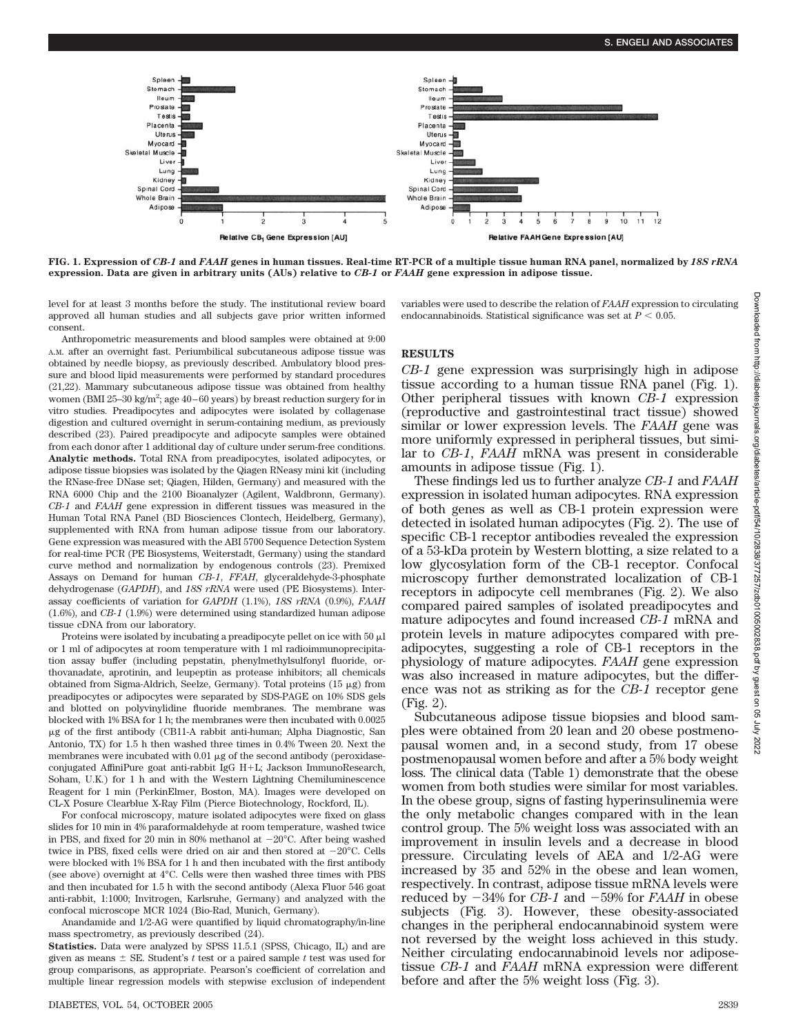FIG. 1. Expression of *CB-1* and *FAAH* genes in human tissues. Real-time RT-PCR of a multiple tissue human RNA panel, normalized by *18S rRNA* expression. Data are given in arbitrary units (AUs) relative to *CB-1* or *FAAH* gene expression in adipose tissue.

level for at least 3 months before the study. The institutional review board approved all human studies and all subjects gave prior written informed consent.

Anthropometric measurements and blood samples were obtained at 9:00 A.M. after an overnight fast. Periumbilical subcutaneous adipose tissue was obtained by needle biopsy, as previously described. Ambulatory blood pressure and blood lipid measurements were performed by standard procedures (21,22). Mammary subcutaneous adipose tissue was obtained from healthy women (BMI 25–30 kg/m$^2$; age 40–60 years) by breast reduction surgery for in vitro studies. Preadipocytes and adipocytes were isolated by collagenase digestion and cultured overnight in serum-containing medium, as previously described (23). Paired preadipocyte and adipocyte samples were obtained from each donor after 1 additional day of culture under serum-free conditions.

**Analytic methods.** Total RNA from preadipocytes, isolated adipocytes, or adipose tissue biopsies was isolated by the Qiagen RNeasy mini kit (including the RNase-free DNase set; Qiagen, Hilden, Germany) and measured with the RNA 6000 Chip and the 2100 Bioanalyzer (Agilent, Waldbronn, Germany). *CB-1* and *FAAH* gene expression in different tissues was measured in the Human Total RNA Panel (BD Biosciences Clontech, Heidelberg, Germany), supplemented with RNA from human adipose tissue from our laboratory. Gene expression was measured with the ABI 5700 Sequence Detection System for real-time PCR (PE Biosystems, Weiterstadt, Germany) using the standard curve method and normalization by endogenous controls (23). Premixed Assays on Demand for human *CB-1*, *FFAH*, glyceraldehyde-3-phosphate dehydrogenase (*GAPDH*), and *18S rRNA* were used (PE Biosystems). Interassay coefficients of variation for *GAPDH* (1.1%), *18S rRNA* (0.9%), *FAAH* (1.6%), and *CB-1* (1.9%) were determined using standardized human adipose tissue cDNA from our laboratory.

Proteins were isolated by incubating a preadipocyte pellet on ice with 50 μl or 1 ml of adipocytes at room temperature with 1 ml radioimmunoprecipitation assay buffer (including pepstatin, phenylmethylsulfonyl fluoride, orthovanadate, aprotinin, and leupeptin as protease inhibitors; all chemicals obtained from Sigma-Aldrich, Seelze, Germany). Total proteins (15 μg) from preadipocytes or adipocytes were separated by SDS-PAGE on 10% SDS gels and blotted on polyvinylidine fluoride membranes. The membrane was blocked with 1% BSA for 1 h; the membranes were then incubated with 0.0025 μg of the first antibody (CB11-A rabbit anti-human; Alpha Diagnostic, San Antonio, TX) for 1.5 h then washed three times in 0.4% Tween 20. Next the membranes were incubated with 0.01 μg of the second antibody (peroxidase-conjugated AffiniPure goat anti-rabbit IgG H+L; Jackson ImmunoResearch, Soham, U.K.) for 1 h and with the Western Lightning Chemiluminescence Reagent for 1 min (PerkinElmer, Boston, MA). Images were developed on CL-X Posure Clearblue X-Ray Film (Pierce Biotechnology, Rockford, IL).

For confocal microscopy, mature isolated adipocytes were fixed on glass slides for 10 min in 4% paraformaldehyde at room temperature, washed twice in PBS, and fixed for 20 min in 80% methanol at −20°C. After being washed twice in PBS, fixed cells were dried on air and then stored at −20°C. Cells were blocked with 1% BSA for 1 h and then incubated with the first antibody (see above) overnight at 4°C. Cells were then washed three times with PBS and then incubated for 1.5 h with the second antibody (Alexa Fluor 546 goat anti-rabbit, 1:1000; Invitrogen, Karlsruhe, Germany) and analyzed with the confocal microscope MCR 1024 (Bio-Rad, Munich, Germany).

Anandamide and 1/2-AG were quantified by liquid chromatography/in-line mass spectrometry, as previously described (24).

**Statistics.** Data were analyzed by SPSS 11.5.1 (SPSS, Chicago, IL) and are given as means ± SE. Student's *t* test or a paired sample *t* test was used for group comparisons, as appropriate. Pearson's coefficient of correlation and multiple linear regression models with stepwise exclusion of independent variables were used to describe the relation of *FAAH* expression to circulating endocannabinoids. Statistical significance was set at $P < 0.05$.

## RESULTS

*CB-1* gene expression was surprisingly high in adipose tissue according to a human tissue RNA panel (Fig. 1). Other peripheral tissues with known *CB-1* expression (reproductive and gastrointestinal tract tissue) showed similar or lower expression levels. The *FAAH* gene was more uniformly expressed in peripheral tissues, but similar to *CB-1*, *FAAH* mRNA was present in considerable amounts in adipose tissue (Fig. 1).

These findings led us to further analyze *CB-1* and *FAAH* expression in isolated human adipocytes. RNA expression of both genes as well as CB-1 protein expression were detected in isolated human adipocytes (Fig. 2). The use of specific CB-1 receptor antibodies revealed the expression of a 53-kDa protein by Western blotting, a size related to a low glycosylation form of the CB-1 receptor. Confocal microscopy further demonstrated localization of CB-1 receptors in adipocyte cell membranes (Fig. 2). We also compared paired samples of isolated preadipocytes and mature adipocytes and found increased *CB-1* mRNA and protein levels in mature adipocytes compared with preadipocytes, suggesting a role of CB-1 receptors in the physiology of mature adipocytes. *FAAH* gene expression was also increased in mature adipocytes, but the difference was not as striking as for the *CB-1* receptor gene (Fig. 2).

Subcutaneous adipose tissue biopsies and blood samples were obtained from 20 lean and 20 obese postmenopausal women and, in a second study, from 17 obese postmenopausal women before and after a 5% body weight loss. The clinical data (Table 1) demonstrate that the obese women from both studies were similar for most variables. In the obese group, signs of fasting hyperinsulinemia were the only metabolic changes compared with in the lean control group. The 5% weight loss was associated with an improvement in insulin levels and a decrease in blood pressure. Circulating levels of AEA and 1/2-AG were increased by 35 and 52% in the obese and lean women, respectively. In contrast, adipose tissue mRNA levels were reduced by −34% for *CB-1* and −59% for *FAAH* in obese subjects (Fig. 3). However, these obesity-associated changes in the peripheral endocannabinoid system were not reversed by the weight loss achieved in this study. Neither circulating endocannabinoid levels nor adipose-tissue *CB-1* and *FAAH* mRNA expression were different before and after the 5% weight loss (Fig. 3).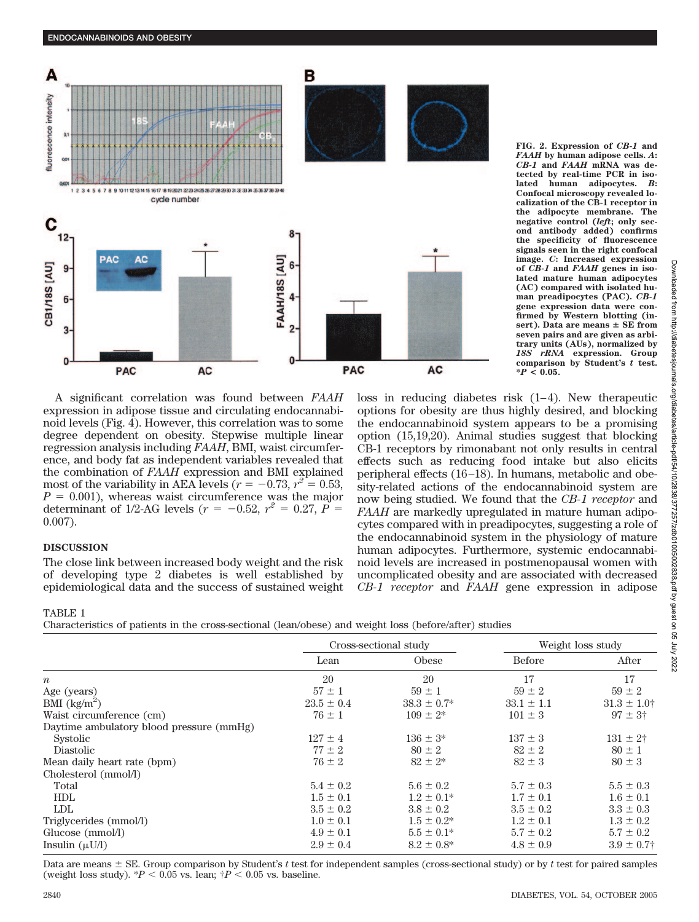FIG. 2. Expression of *CB-1* and *FAAH* by human adipose cells. *A*: *CB-1* and *FAAH* mRNA was detected by real-time PCR in isolated human adipocytes. *B*: Confocal microscopy revealed localization of the CB-1 receptor in the adipocyte membrane. The negative control (*left*; only second antibody added) confirms the specificity of fluorescence signals seen in the right confocal image. *C*: Increased expression of *CB-1* and *FAAH* genes in isolated mature human adipocytes (AC) compared with isolated human preadipocytes (PAC). *CB-1* gene expression data were confirmed by Western blotting (insert). Data are means ± SE from seven pairs and are given as arbitrary units (AUs), normalized by *18S rRNA* expression. Group comparison by Student's *t* test. $*P < 0.05$.

A significant correlation was found between *FAAH* expression in adipose tissue and circulating endocannabinoid levels (Fig. 4). However, this correlation was to some degree dependent on obesity. Stepwise multiple linear regression analysis including *FAAH*, BMI, waist circumference, and body fat as independent variables revealed that the combination of *FAAH* expression and BMI explained most of the variability in AEA levels ($r = -0.73$, $r^2 = 0.53$, $P = 0.001$), whereas waist circumference was the major determinant of 1/2-AG levels ($r = -0.52$, $r^2 = 0.27$, $P = 0.007$).

## DISCUSSION

The close link between increased body weight and the risk of developing type 2 diabetes is well established by epidemiological data and the success of sustained weight loss in reducing diabetes risk (1–4). New therapeutic options for obesity are thus highly desired, and blocking the endocannabinoid system appears to be a promising option (15,19,20). Animal studies suggest that blocking CB-1 receptors by rimonabant not only results in central effects such as reducing food intake but also elicits peripheral effects (16–18). In humans, metabolic and obesity-related actions of the endocannabinoid system are now being studied. We found that the *CB-1 receptor* and *FAAH* are markedly upregulated in mature human adipocytes compared with in preadipocytes, suggesting a role of the endocannabinoid system in the physiology of mature human adipocytes. Furthermore, systemic endocannabinoid levels are increased in postmenopausal women with uncomplicated obesity and are associated with decreased *CB-1 receptor* and *FAAH* gene expression in adipose

TABLE 1
Characteristics of patients in the cross-sectional (lean/obese) and weight loss (before/after) studies

| | Cross-sectional study | | Weight loss study | |
|---|---|---|---|---|
| | Lean | Obese | Before | After |
| *n* | 20 | 20 | 17 | 17 |
| Age (years) | 57 ± 1 | 59 ± 1 | 59 ± 2 | 59 ± 2 |
| BMI (kg/m$^2$) | 23.5 ± 0.4 | 38.3 ± 0.7* | 33.1 ± 1.1 | 31.3 ± 1.0† |
| Waist circumference (cm) | 76 ± 1 | 109 ± 2* | 101 ± 3 | 97 ± 3† |
| Daytime ambulatory blood pressure (mmHg) | | | | |
| Systolic | 127 ± 4 | 136 ± 3* | 137 ± 3 | 131 ± 2† |
| Diastolic | 77 ± 2 | 80 ± 2 | 82 ± 2 | 80 ± 1 |
| Mean daily heart rate (bpm) | 76 ± 2 | 82 ± 2* | 82 ± 3 | 80 ± 3 |
| Cholesterol (mmol/l) | | | | |
| Total | 5.4 ± 0.2 | 5.6 ± 0.2 | 5.7 ± 0.3 | 5.5 ± 0.3 |
| HDL | 1.5 ± 0.1 | 1.2 ± 0.1* | 1.7 ± 0.1 | 1.6 ± 0.1 |
| LDL | 3.5 ± 0.2 | 3.8 ± 0.2 | 3.5 ± 0.2 | 3.3 ± 0.3 |
| Triglycerides (mmol/l) | 1.0 ± 0.1 | 1.5 ± 0.2* | 1.2 ± 0.1 | 1.3 ± 0.2 |
| Glucose (mmol/l) | 4.9 ± 0.1 | 5.5 ± 0.1* | 5.7 ± 0.2 | 5.7 ± 0.2 |
| Insulin (μU/l) | 2.9 ± 0.4 | 8.2 ± 0.8* | 4.8 ± 0.9 | 3.9 ± 0.7† |

Data are means ± SE. Group comparison by Student's *t* test for independent samples (cross-sectional study) or by *t* test for paired samples (weight loss study). $*P < 0.05$ vs. lean; $†P < 0.05$ vs. baseline.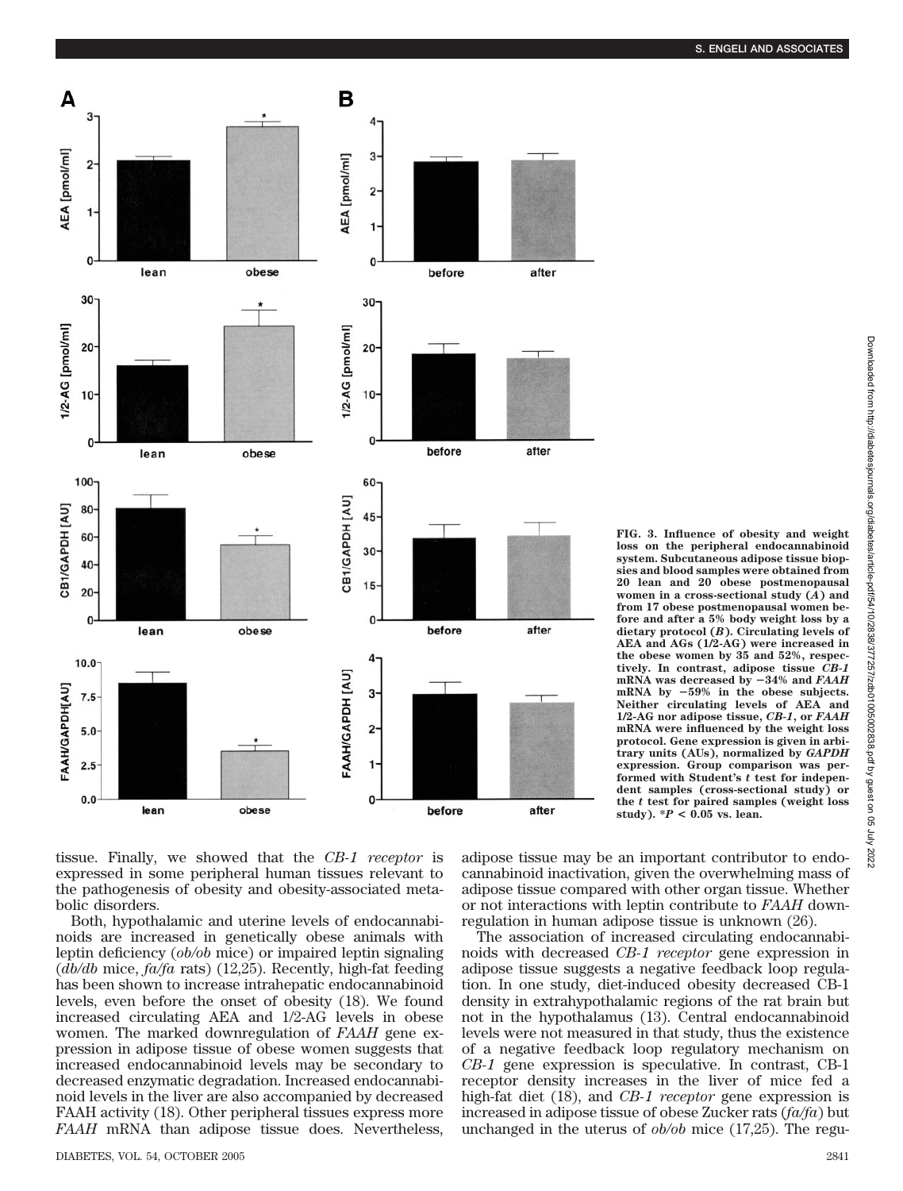FIG. 3. Influence of obesity and weight loss on the peripheral endocannabinoid system. Subcutaneous adipose tissue biopsies and blood samples were obtained from 20 lean and 20 obese postmenopausal women in a cross-sectional study (*A*) and from 17 obese postmenopausal women before and after a 5% body weight loss by a dietary protocol (*B*). Circulating levels of AEA and AGs (1/2-AG) were increased in the obese women by 35 and 52%, respectively. In contrast, adipose tissue *CB-1* mRNA was decreased by −34% and *FAAH* mRNA by −59% in the obese subjects. Neither circulating levels of AEA and 1/2-AG nor adipose tissue, *CB-1*, or *FAAH* mRNA were influenced by the weight loss protocol. Gene expression is given in arbitrary units (AUs), normalized by *GAPDH* expression. Group comparison was performed with Student's *t* test for independent samples (cross-sectional study) or the *t* test for paired samples (weight loss study). *$P < 0.05$ vs. lean.

tissue. Finally, we showed that the *CB-1 receptor* is expressed in some peripheral human tissues relevant to the pathogenesis of obesity and obesity-associated metabolic disorders.

Both, hypothalamic and uterine levels of endocannabinoids are increased in genetically obese animals with leptin deficiency (*ob/ob* mice) or impaired leptin signaling (*db/db* mice, *fa/fa* rats) (12,25). Recently, high-fat feeding has been shown to increase intrahepatic endocannabinoid levels, even before the onset of obesity (18). We found increased circulating AEA and 1/2-AG levels in obese women. The marked downregulation of *FAAH* gene expression in adipose tissue of obese women suggests that increased endocannabinoid levels may be secondary to decreased enzymatic degradation. Increased endocannabinoid levels in the liver are also accompanied by decreased FAAH activity (18). Other peripheral tissues express more *FAAH* mRNA than adipose tissue does. Nevertheless, adipose tissue may be an important contributor to endocannabinoid inactivation, given the overwhelming mass of adipose tissue compared with other organ tissue. Whether or not interactions with leptin contribute to *FAAH* downregulation in human adipose tissue is unknown (26).

The association of increased circulating endocannabinoids with decreased *CB-1 receptor* gene expression in adipose tissue suggests a negative feedback loop regulation. In one study, diet-induced obesity decreased CB-1 density in extrahypothalamic regions of the rat brain but not in the hypothalamus (13). Central endocannabinoid levels were not measured in that study, thus the existence of a negative feedback loop regulatory mechanism on *CB-1* gene expression is speculative. In contrast, CB-1 receptor density increases in the liver of mice fed a high-fat diet (18), and *CB-1 receptor* gene expression is increased in adipose tissue of obese Zucker rats (*fa/fa*) but unchanged in the uterus of *ob/ob* mice (17,25). The regu-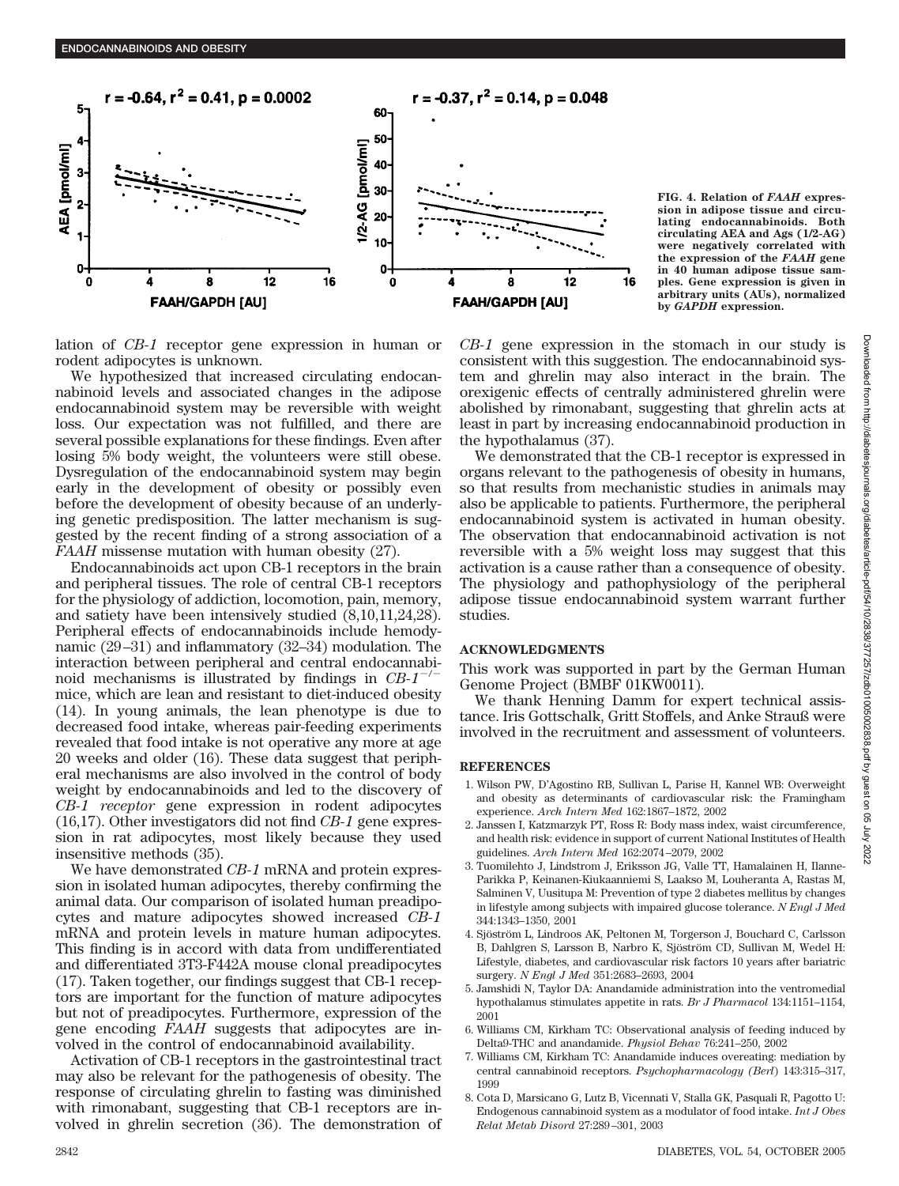FIG. 4. Relation of *FAAH* expression in adipose tissue and circulating endocannabinoids. Both circulating AEA and Ags (1/2-AG) were negatively correlated with the expression of the *FAAH* gene in 40 human adipose tissue samples. Gene expression is given in arbitrary units (AUs), normalized by *GAPDH* expression.

lation of *CB-1* receptor gene expression in human or rodent adipocytes is unknown.

We hypothesized that increased circulating endocannabinoid levels and associated changes in the adipose endocannabinoid system may be reversible with weight loss. Our expectation was not fulfilled, and there are several possible explanations for these findings. Even after losing 5% body weight, the volunteers were still obese. Dysregulation of the endocannabinoid system may begin early in the development of obesity or possibly even before the development of obesity because of an underlying genetic predisposition. The latter mechanism is suggested by the recent finding of a strong association of a *FAAH* missense mutation with human obesity (27).

Endocannabinoids act upon CB-1 receptors in the brain and peripheral tissues. The role of central CB-1 receptors for the physiology of addiction, locomotion, pain, memory, and satiety have been intensively studied (8,10,11,24,28). Peripheral effects of endocannabinoids include hemodynamic (29–31) and inflammatory (32–34) modulation. The interaction between peripheral and central endocannabinoid mechanisms is illustrated by findings in *CB-1*$^{-/-}$ mice, which are lean and resistant to diet-induced obesity (14). In young animals, the lean phenotype is due to decreased food intake, whereas pair-feeding experiments revealed that food intake is not operative any more at age 20 weeks and older (16). These data suggest that peripheral mechanisms are also involved in the control of body weight by endocannabinoids and led to the discovery of *CB-1 receptor* gene expression in rodent adipocytes (16,17). Other investigators did not find *CB-1* gene expression in rat adipocytes, most likely because they used insensitive methods (35).

We have demonstrated *CB-1* mRNA and protein expression in isolated human adipocytes, thereby confirming the animal data. Our comparison of isolated human preadipocytes and mature adipocytes showed increased *CB-1* mRNA and protein levels in mature human adipocytes. This finding is in accord with data from undifferentiated and differentiated 3T3-F442A mouse clonal preadipocytes (17). Taken together, our findings suggest that CB-1 receptors are important for the function of mature adipocytes but not of preadipocytes. Furthermore, expression of the gene encoding *FAAH* suggests that adipocytes are involved in the control of endocannabinoid availability.

Activation of CB-1 receptors in the gastrointestinal tract may also be relevant for the pathogenesis of obesity. The response of circulating ghrelin to fasting was diminished with rimonabant, suggesting that CB-1 receptors are involved in ghrelin secretion (36). The demonstration of *CB-1* gene expression in the stomach in our study is consistent with this suggestion. The endocannabinoid system and ghrelin may also interact in the brain. The orexigenic effects of centrally administered ghrelin were abolished by rimonabant, suggesting that ghrelin acts at least in part by increasing endocannabinoid production in the hypothalamus (37).

We demonstrated that the CB-1 receptor is expressed in organs relevant to the pathogenesis of obesity in humans, so that results from mechanistic studies in animals may also be applicable to patients. Furthermore, the peripheral endocannabinoid system is activated in human obesity. The observation that endocannabinoid activation is not reversible with a 5% weight loss may suggest that this activation is a cause rather than a consequence of obesity. The physiology and pathophysiology of the peripheral adipose tissue endocannabinoid system warrant further studies.

## ACKNOWLEDGMENTS

This work was supported in part by the German Human Genome Project (BMBF 01KW0011).

We thank Henning Damm for expert technical assistance. Iris Gottschalk, Gritt Stoffels, and Anke Strauß were involved in the recruitment and assessment of volunteers.

## REFERENCES

1. Wilson PW, D'Agostino RB, Sullivan L, Parise H, Kannel WB: Overweight and obesity as determinants of cardiovascular risk: the Framingham experience. *Arch Intern Med* 162:1867–1872, 2002
2. Janssen I, Katzmarzyk PT, Ross R: Body mass index, waist circumference, and health risk: evidence in support of current National Institutes of Health guidelines. *Arch Intern Med* 162:2074–2079, 2002
3. Tuomilehto J, Lindstrom J, Eriksson JG, Valle TT, Hamalainen H, Ilanne-Parikka P, Keinanen-Kiukaanniemi S, Laakso M, Louheranta A, Rastas M, Salminen V, Uusitupa M: Prevention of type 2 diabetes mellitus by changes in lifestyle among subjects with impaired glucose tolerance. *N Engl J Med* 344:1343–1350, 2001
4. Sjöström L, Lindroos AK, Peltonen M, Torgerson J, Bouchard C, Carlsson B, Dahlgren S, Larsson B, Narbro K, Sjöström CD, Sullivan M, Wedel H: Lifestyle, diabetes, and cardiovascular risk factors 10 years after bariatric surgery. *N Engl J Med* 351:2683–2693, 2004
5. Jamshidi N, Taylor DA: Anandamide administration into the ventromedial hypothalamus stimulates appetite in rats. *Br J Pharmacol* 134:1151–1154, 2001
6. Williams CM, Kirkham TC: Observational analysis of feeding induced by Delta9-THC and anandamide. *Physiol Behav* 76:241–250, 2002
7. Williams CM, Kirkham TC: Anandamide induces overeating: mediation by central cannabinoid receptors. *Psychopharmacology (Berl)* 143:315–317, 1999
8. Cota D, Marsicano G, Lutz B, Vicennati V, Stalla GK, Pasquali R, Pagotto U: Endogenous cannabinoid system as a modulator of food intake. *Int J Obes Relat Metab Disord* 27:289–301, 2003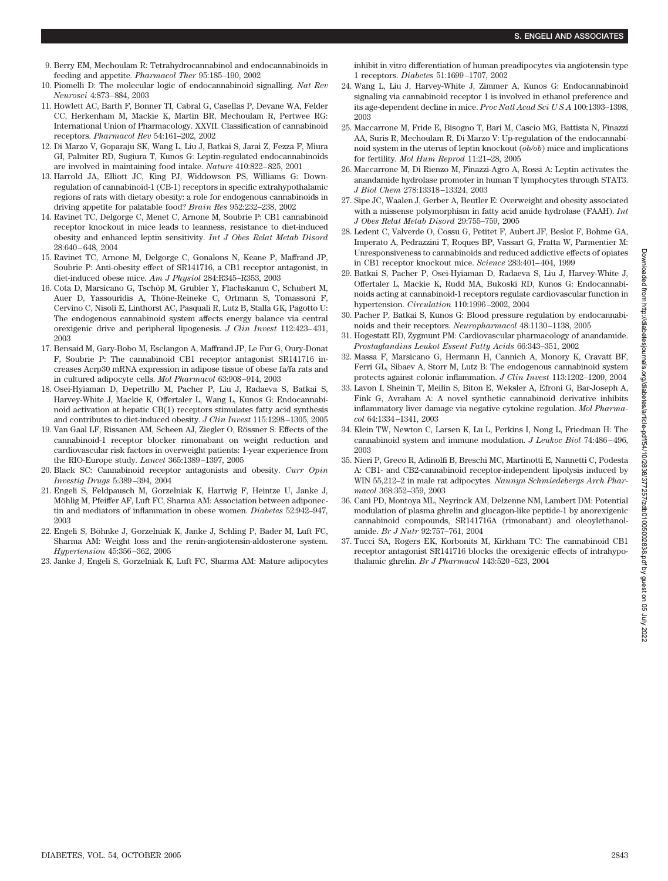9. Berry EM, Mechoulam R: Tetrahydrocannabinol and endocannabinoids in feeding and appetite. *Pharmacol Ther* 95:185–190, 2002
10. Piomelli D: The molecular logic of endocannabinoid signalling. *Nat Rev Neurosci* 4:873–884, 2003
11. Howlett AC, Barth F, Bonner TI, Cabral G, Casellas P, Devane WA, Felder CC, Herkenham M, Mackie K, Martin BR, Mechoulam R, Pertwee RG: International Union of Pharmacology. XXVII. Classification of cannabinoid receptors. *Pharmacol Rev* 54:161–202, 2002
12. Di Marzo V, Goparaju SK, Wang L, Liu J, Batkai S, Jarai Z, Fezza F, Miura GI, Palmiter RD, Sugiura T, Kunos G: Leptin-regulated endocannabinoids are involved in maintaining food intake. *Nature* 410:822–825, 2001
13. Harrold JA, Elliott JC, King PJ, Widdowson PS, Williams G: Down-regulation of cannabinoid-1 (CB-1) receptors in specific extrahypothalamic regions of rats with dietary obesity: a role for endogenous cannabinoids in driving appetite for palatable food? *Brain Res* 952:232–238, 2002
14. Ravinet TC, Delgorge C, Menet C, Arnone M, Soubrie P: CB1 cannabinoid receptor knockout in mice leads to leanness, resistance to diet-induced obesity and enhanced leptin sensitivity. *Int J Obes Relat Metab Disord* 28:640–648, 2004
15. Ravinet TC, Arnone M, Delgorge C, Gonalons N, Keane P, Maffrand JP, Soubrie P: Anti-obesity effect of SR141716, a CB1 receptor antagonist, in diet-induced obese mice. *Am J Physiol* 284:R345–R353, 2003
16. Cota D, Marsicano G, Tschöp M, Grubler Y, Flachskamm C, Schubert M, Auer D, Yassouridis A, Thöne-Reineke C, Ortmann S, Tomassoni F, Cervino C, Nisoli E, Linthorst AC, Pasquali R, Lutz B, Stalla GK, Pagotto U: The endogenous cannabinoid system affects energy balance via central orexigenic drive and peripheral lipogenesis. *J Clin Invest* 112:423–431, 2003
17. Bensaid M, Gary-Bobo M, Esclangon A, Maffrand JP, Le Fur G, Oury-Donat F, Soubrie P: The cannabinoid CB1 receptor antagonist SR141716 increases Acrp30 mRNA expression in adipose tissue of obese fa/fa rats and in cultured adipocyte cells. *Mol Pharmacol* 63:908–914, 2003
18. Osei-Hyiaman D, Depetrillo M, Pacher P, Liu J, Radaeva S, Batkai S, Harvey-White J, Mackie K, Offertaler L, Wang L, Kunos G: Endocannabinoid activation at hepatic CB(1) receptors stimulates fatty acid synthesis and contributes to diet-induced obesity. *J Clin Invest* 115:1298–1305, 2005
19. Van Gaal LF, Rissanen AM, Scheen AJ, Ziegler O, Rössner S: Effects of the cannabinoid-1 receptor blocker rimonabant on weight reduction and cardiovascular risk factors in overweight patients: 1-year experience from the RIO-Europe study. *Lancet* 365:1389–1397, 2005
20. Black SC: Cannabinoid receptor antagonists and obesity. *Curr Opin Investig Drugs* 5:389–394, 2004
21. Engeli S, Feldpausch M, Gorzelniak K, Hartwig F, Heintze U, Janke J, Möhlig M, Pfeiffer AF, Luft FC, Sharma AM: Association between adiponectin and mediators of inflammation in obese women. *Diabetes* 52:942–947, 2003
22. Engeli S, Böhnke J, Gorzelniak K, Janke J, Schling P, Bader M, Luft FC, Sharma AM: Weight loss and the renin-angiotensin-aldosterone system. *Hypertension* 45:356–362, 2005
23. Janke J, Engeli S, Gorzelniak K, Luft FC, Sharma AM: Mature adipocytes inhibit in vitro differentiation of human preadipocytes via angiotensin type 1 receptors. *Diabetes* 51:1699–1707, 2002
24. Wang L, Liu J, Harvey-White J, Zimmer A, Kunos G: Endocannabinoid signaling via cannabinoid receptor 1 is involved in ethanol preference and its age-dependent decline in mice. *Proc Natl Acad Sci U S A* 100:1393–1398, 2003
25. Maccarrone M, Fride E, Bisogno T, Bari M, Cascio MG, Battista N, Finazzi AA, Suris R, Mechoulam R, Di Marzo V: Up-regulation of the endocannabinoid system in the uterus of leptin knockout (*ob/ob*) mice and implications for fertility. *Mol Hum Reprod* 11:21–28, 2005
26. Maccarrone M, Di Rienzo M, Finazzi-Agro A, Rossi A: Leptin activates the anandamide hydrolase promoter in human T lymphocytes through STAT3. *J Biol Chem* 278:13318–13324, 2003
27. Sipe JC, Waalen J, Gerber A, Beutler E: Overweight and obesity associated with a missense polymorphism in fatty acid amide hydrolase (FAAH). *Int J Obes Relat Metab Disord* 29:755–759, 2005
28. Ledent C, Valverde O, Cossu G, Petitet F, Aubert JF, Beslot F, Bohme GA, Imperato A, Pedrazzini T, Roques BP, Vassart G, Fratta W, Parmentier M: Unresponsiveness to cannabinoids and reduced addictive effects of opiates in CB1 receptor knockout mice. *Science* 283:401–404, 1999
29. Batkai S, Pacher P, Osei-Hyiaman D, Radaeva S, Liu J, Harvey-White J, Offertaler L, Mackie K, Rudd MA, Bukoski RD, Kunos G: Endocannabinoids acting at cannabinoid-1 receptors regulate cardiovascular function in hypertension. *Circulation* 110:1996–2002, 2004
30. Pacher P, Batkai S, Kunos G: Blood pressure regulation by endocannabinoids and their receptors. *Neuropharmacol* 48:1130–1138, 2005
31. Hogestatt ED, Zygmunt PM: Cardiovascular pharmacology of anandamide. *Prostaglandins Leukot Essent Fatty Acids* 66:343–351, 2002
32. Massa F, Marsicano G, Hermann H, Cannich A, Monory K, Cravatt BF, Ferri GL, Sibaev A, Storr M, Lutz B: The endogenous cannabinoid system protects against colonic inflammation. *J Clin Invest* 113:1202–1209, 2004
33. Lavon I, Sheinin T, Meilin S, Biton E, Weksler A, Efroni G, Bar-Joseph A, Fink G, Avraham A: A novel synthetic cannabinoid derivative inhibits inflammatory liver damage via negative cytokine regulation. *Mol Pharmacol* 64:1334–1341, 2003
34. Klein TW, Newton C, Larsen K, Lu L, Perkins I, Nong L, Friedman H: The cannabinoid system and immune modulation. *J Leukoc Biol* 74:486–496, 2003
35. Nieri P, Greco R, Adinolfi B, Breschi MC, Martinotti E, Nannetti C, Podesta A: CB1- and CB2-cannabinoid receptor-independent lipolysis induced by WIN 55,212–2 in male rat adipocytes. *Naunyn Schmiedebergs Arch Pharmacol* 368:352–359, 2003
36. Cani PD, Montoya ML, Neyrinck AM, Delzenne NM, Lambert DM: Potential modulation of plasma ghrelin and glucagon-like peptide-1 by anorexigenic cannabinoid compounds, SR141716A (rimonabant) and oleoylethanolamide. *Br J Nutr* 92:757–761, 2004
37. Tucci SA, Rogers EK, Korbonits M, Kirkham TC: The cannabinoid CB1 receptor antagonist SR141716 blocks the orexigenic effects of intrahypothalamic ghrelin. *Br J Pharmacol* 143:520–523, 2004